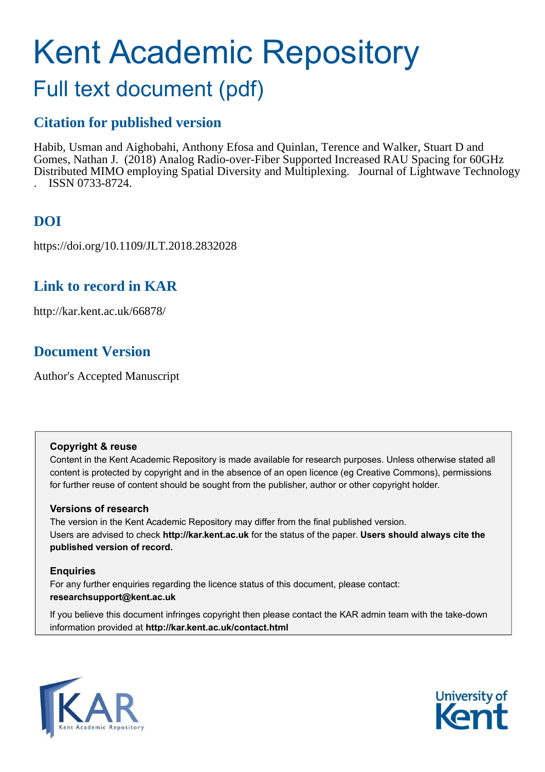# Kent Academic Repository

## Full text document (pdf)

### Citation for published version

Habib, Usman and Aighobahi, Anthony Efosa and Quinlan, Terence and Walker, Stuart D and Gomes, Nathan J. (2018) Analog Radio-over-Fiber Supported Increased RAU Spacing for 60GHz Distributed MIMO employing Spatial Diversity and Multiplexing. Journal of Lightwave Technology . ISSN 0733-8724.

### DOI

https://doi.org/10.1109/JLT.2018.2832028

### Link to record in KAR

http://kar.kent.ac.uk/66878/

### Document Version

Author's Accepted Manuscript

**Copyright & reuse**

Content in the Kent Academic Repository is made available for research purposes. Unless otherwise stated all content is protected by copyright and in the absence of an open licence (eg Creative Commons), permissions for further reuse of content should be sought from the publisher, author or other copyright holder.

**Versions of research**

The version in the Kent Academic Repository may differ from the final published version. Users are advised to check **http://kar.kent.ac.uk** for the status of the paper. **Users should always cite the published version of record.**

**Enquiries**

For any further enquiries regarding the licence status of this document, please contact: **researchsupport@kent.ac.uk**

If you believe this document infringes copyright then please contact the KAR admin team with the take-down information provided at **http://kar.kent.ac.uk/contact.html**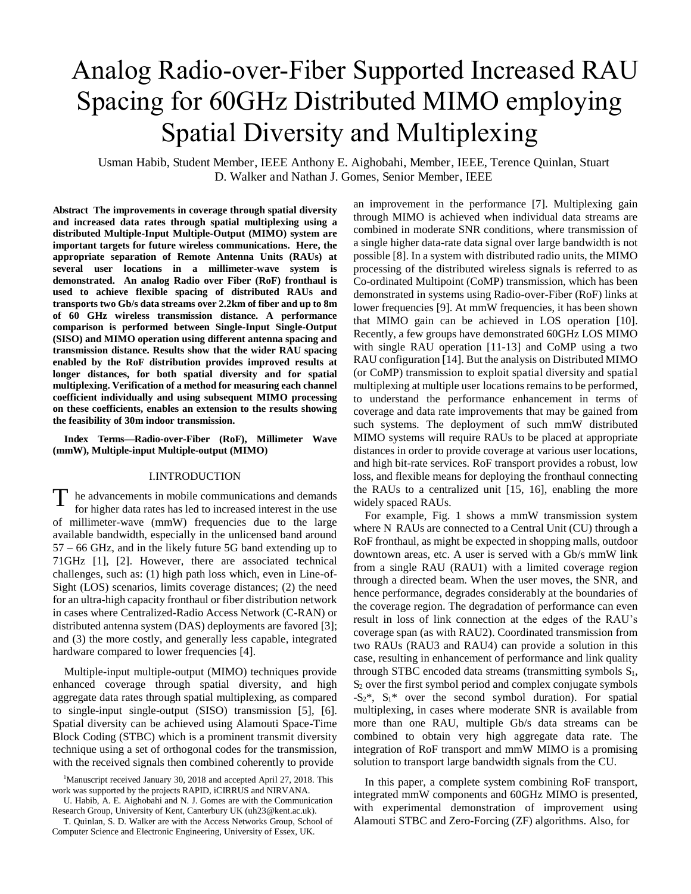# Analog Radio-over-Fiber Supported Increased RAU Spacing for 60GHz Distributed MIMO employing Spatial Diversity and Multiplexing

Usman Habib, Student Member, IEEE Anthony E. Aighobahi, Member, IEEE, Terence Quinlan, Stuart D. Walker and Nathan J. Gomes, Senior Member, IEEE

**Abstract The improvements in coverage through spatial diversity and increased data rates through spatial multiplexing using a distributed Multiple-Input Multiple-Output (MIMO) system are important targets for future wireless communications. Here, the appropriate separation of Remote Antenna Units (RAUs) at several user locations in a millimeter-wave system is demonstrated. An analog Radio over Fiber (RoF) fronthaul is used to achieve flexible spacing of distributed RAUs and transports two Gb/s data streams over 2.2km of fiber and up to 8m of 60 GHz wireless transmission distance. A performance comparison is performed between Single-Input Single-Output (SISO) and MIMO operation using different antenna spacing and transmission distance. Results show that the wider RAU spacing enabled by the RoF distribution provides improved results at longer distances, for both spatial diversity and for spatial multiplexing. Verification of a method for measuring each channel coefficient individually and using subsequent MIMO processing on these coefficients, enables an extension to the results showing the feasibility of 30m indoor transmission.**

**Index Terms—Radio-over-Fiber (RoF), Millimeter Wave (mmW), Multiple-input Multiple-output (MIMO)**

## I.INTRODUCTION

The advancements in mobile communications and demands for higher data rates has led to increased interest in the use of millimeter-wave (mmW) frequencies due to the large available bandwidth, especially in the unlicensed band around 57 – 66 GHz, and in the likely future 5G band extending up to 71GHz [1], [2]. However, there are associated technical challenges, such as: (1) high path loss which, even in Line-of-Sight (LOS) scenarios, limits coverage distances; (2) the need for an ultra-high capacity fronthaul or fiber distribution network in cases where Centralized-Radio Access Network (C-RAN) or distributed antenna system (DAS) deployments are favored [3]; and (3) the more costly, and generally less capable, integrated hardware compared to lower frequencies [4].

Multiple-input multiple-output (MIMO) techniques provide enhanced coverage through spatial diversity, and high aggregate data rates through spatial multiplexing, as compared to single-input single-output (SISO) transmission [5], [6]. Spatial diversity can be achieved using Alamouti Space-Time Block Coding (STBC) which is a prominent transmit diversity technique using a set of orthogonal codes for the transmission, with the received signals then combined coherently to provide an improvement in the performance [7]. Multiplexing gain through MIMO is achieved when individual data streams are combined in moderate SNR conditions, where transmission of a single higher data-rate data signal over large bandwidth is not possible [8]. In a system with distributed radio units, the MIMO processing of the distributed wireless signals is referred to as Co-ordinated Multipoint (CoMP) transmission, which has been demonstrated in systems using Radio-over-Fiber (RoF) links at lower frequencies [9]. At mmW frequencies, it has been shown that MIMO gain can be achieved in LOS operation [10]. Recently, a few groups have demonstrated 60GHz LOS MIMO with single RAU operation [11-13] and CoMP using a two RAU configuration [14]. But the analysis on Distributed MIMO (or CoMP) transmission to exploit spatial diversity and spatial multiplexing at multiple user locations remains to be performed, to understand the performance enhancement in terms of coverage and data rate improvements that may be gained from such systems. The deployment of such mmW distributed MIMO systems will require RAUs to be placed at appropriate distances in order to provide coverage at various user locations, and high bit-rate services. RoF transport provides a robust, low loss, and flexible means for deploying the fronthaul connecting the RAUs to a centralized unit [15, 16], enabling the more widely spaced RAUs.

For example, Fig. 1 shows a mmW transmission system where N RAUs are connected to a Central Unit (CU) through a RoF fronthaul, as might be expected in shopping malls, outdoor downtown areas, etc. A user is served with a Gb/s mmW link from a single RAU (RAU1) with a limited coverage region through a directed beam. When the user moves, the SNR, and hence performance, degrades considerably at the boundaries of the coverage region. The degradation of performance can even result in loss of link connection at the edges of the RAU's coverage span (as with RAU2). Coordinated transmission from two RAUs (RAU3 and RAU4) can provide a solution in this case, resulting in enhancement of performance and link quality through STBC encoded data streams (transmitting symbols $S_1$, $S_2$ over the first symbol period and complex conjugate symbols $-S_2^*$, $S_1^*$ over the second symbol duration). For spatial multiplexing, in cases where moderate SNR is available from more than one RAU, multiple Gb/s data streams can be combined to obtain very high aggregate data rate. The integration of RoF transport and mmW MIMO is a promising solution to transport large bandwidth signals from the CU.

In this paper, a complete system combining RoF transport, integrated mmW components and 60GHz MIMO is presented, with experimental demonstration of improvement using Alamouti STBC and Zero-Forcing (ZF) algorithms. Also, for

[1]Manuscript received January 30, 2018 and accepted April 27, 2018. This work was supported by the projects RAPID, iCIRRUS and NIRVANA.

U. Habib, A. E. Aighobahi and N. J. Gomes are with the Communication Research Group, University of Kent, Canterbury UK (uh23@kent.ac.uk).

T. Quinlan, S. D. Walker are with the Access Networks Group, School of Computer Science and Electronic Engineering, University of Essex, UK.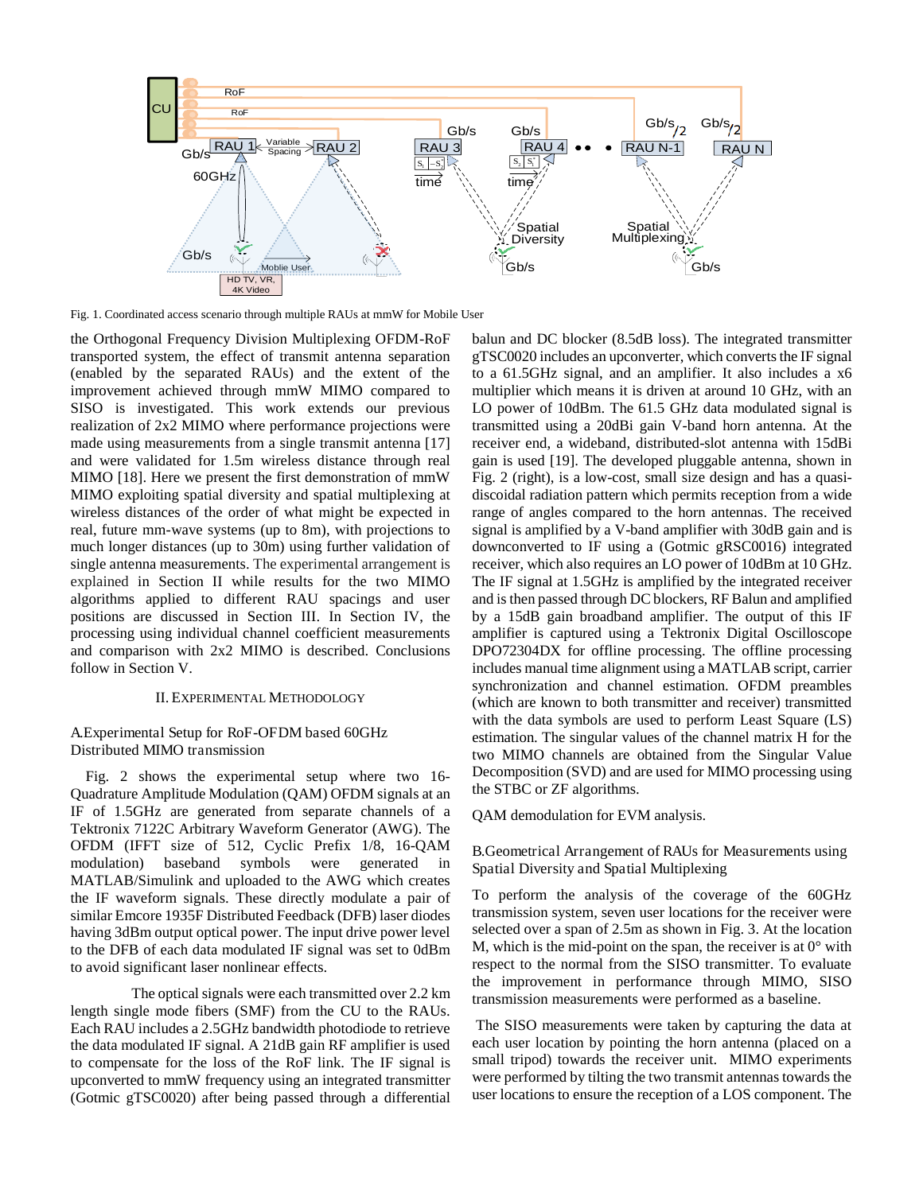Fig. 1. Coordinated access scenario through multiple RAUs at mmW for Mobile User

the Orthogonal Frequency Division Multiplexing OFDM-RoF transported system, the effect of transmit antenna separation (enabled by the separated RAUs) and the extent of the improvement achieved through mmW MIMO compared to SISO is investigated. This work extends our previous realization of 2x2 MIMO where performance projections were made using measurements from a single transmit antenna [17] and were validated for 1.5m wireless distance through real MIMO [18]. Here we present the first demonstration of mmW MIMO exploiting spatial diversity and spatial multiplexing at wireless distances of the order of what might be expected in real, future mm-wave systems (up to 8m), with projections to much longer distances (up to 30m) using further validation of single antenna measurements. The experimental arrangement is explained in Section II while results for the two MIMO algorithms applied to different RAU spacings and user positions are discussed in Section III. In Section IV, the processing using individual channel coefficient measurements and comparison with 2x2 MIMO is described. Conclusions follow in Section V.

## II. Experimental Methodology

### A. Experimental Setup for RoF-OFDM based 60GHz Distributed MIMO transmission

Fig. 2 shows the experimental setup where two 16-Quadrature Amplitude Modulation (QAM) OFDM signals at an IF of 1.5GHz are generated from separate channels of a Tektronix 7122C Arbitrary Waveform Generator (AWG). The OFDM (IFFT size of 512, Cyclic Prefix 1/8, 16-QAM modulation) baseband symbols were generated in MATLAB/Simulink and uploaded to the AWG which creates the IF waveform signals. These directly modulate a pair of similar Emcore 1935F Distributed Feedback (DFB) laser diodes having 3dBm output optical power. The input drive power level to the DFB of each data modulated IF signal was set to 0dBm to avoid significant laser nonlinear effects.

The optical signals were each transmitted over 2.2 km length single mode fibers (SMF) from the CU to the RAUs. Each RAU includes a 2.5GHz bandwidth photodiode to retrieve the data modulated IF signal. A 21dB gain RF amplifier is used to compensate for the loss of the RoF link. The IF signal is upconverted to mmW frequency using an integrated transmitter (Gotmic gTSC0020) after being passed through a differential balun and DC blocker (8.5dB loss). The integrated transmitter gTSC0020 includes an upconverter, which converts the IF signal to a 61.5GHz signal, and an amplifier. It also includes a x6 multiplier which means it is driven at around 10 GHz, with an LO power of 10dBm. The 61.5 GHz data modulated signal is transmitted using a 20dBi gain V-band horn antenna. At the receiver end, a wideband, distributed-slot antenna with 15dBi gain is used [19]. The developed pluggable antenna, shown in Fig. 2 (right), is a low-cost, small size design and has a quasi-discoidal radiation pattern which permits reception from a wide range of angles compared to the horn antennas. The received signal is amplified by a V-band amplifier with 30dB gain and is downconverted to IF using a (Gotmic gRSC0016) integrated receiver, which also requires an LO power of 10dBm at 10 GHz. The IF signal at 1.5GHz is amplified by the integrated receiver and is then passed through DC blockers, RF Balun and amplified by a 15dB gain broadband amplifier. The output of this IF amplifier is captured using a Tektronix Digital Oscilloscope DPO72304DX for offline processing. The offline processing includes manual time alignment using a MATLAB script, carrier synchronization and channel estimation. OFDM preambles (which are known to both transmitter and receiver) transmitted with the data symbols are used to perform Least Square (LS) estimation. The singular values of the channel matrix H for the two MIMO channels are obtained from the Singular Value Decomposition (SVD) and are used for MIMO processing using the STBC or ZF algorithms.

QAM demodulation for EVM analysis.

### B. Geometrical Arrangement of RAUs for Measurements using Spatial Diversity and Spatial Multiplexing

To perform the analysis of the coverage of the 60GHz transmission system, seven user locations for the receiver were selected over a span of 2.5m as shown in Fig. 3. At the location M, which is the mid-point on the span, the receiver is at 0° with respect to the normal from the SISO transmitter. To evaluate the improvement in performance through MIMO, SISO transmission measurements were performed as a baseline.

The SISO measurements were taken by capturing the data at each user location by pointing the horn antenna (placed on a small tripod) towards the receiver unit. MIMO experiments were performed by tilting the two transmit antennas towards the user locations to ensure the reception of a LOS component. The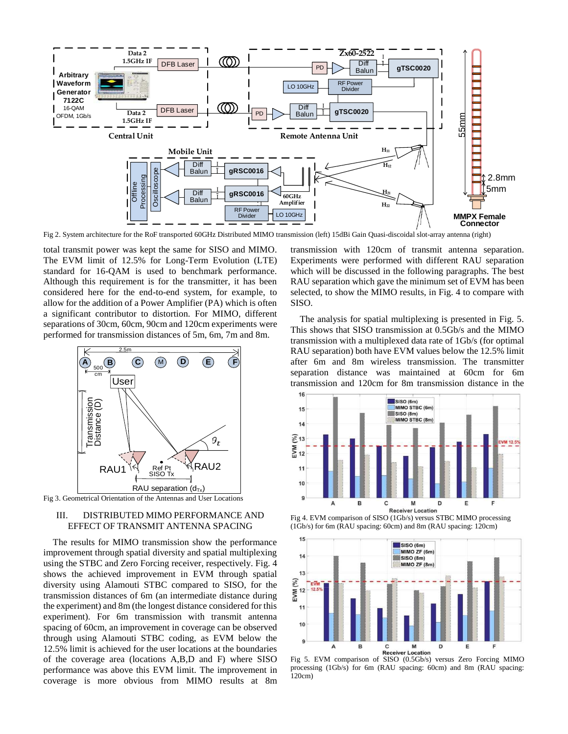Fig 2. System architecture for the RoF transported 60GHz Distributed MIMO transmission (left) 15dBi Gain Quasi-discoidal slot-array antenna (right)

total transmit power was kept the same for SISO and MIMO. The EVM limit of 12.5% for Long-Term Evolution (LTE) standard for 16-QAM is used to benchmark performance. Although this requirement is for the transmitter, it has been considered here for the end-to-end system, for example, to allow for the addition of a Power Amplifier (PA) which is often a significant contributor to distortion. For MIMO, different separations of 30cm, 60cm, 90cm and 120cm experiments were performed for transmission distances of 5m, 6m, 7m and 8m.

Fig 3. Geometrical Orientation of the Antennas and User Locations

## III. DISTRIBUTED MIMO PERFORMANCE AND EFFECT OF TRANSMIT ANTENNA SPACING

The results for MIMO transmission show the performance improvement through spatial diversity and spatial multiplexing using the STBC and Zero Forcing receiver, respectively. Fig. 4 shows the achieved improvement in EVM through spatial diversity using Alamouti STBC compared to SISO, for the transmission distances of 6m (an intermediate distance during the experiment) and 8m (the longest distance considered for this experiment). For 6m transmission with transmit antenna spacing of 60cm, an improvement in coverage can be observed through using Alamouti STBC coding, as EVM below the 12.5% limit is achieved for the user locations at the boundaries of the coverage area (locations A,B,D and F) where SISO performance was above this EVM limit. The improvement in coverage is more obvious from MIMO results at 8m transmission with 120cm of transmit antenna separation. Experiments were performed with different RAU separation which will be discussed in the following paragraphs. The best RAU separation which gave the minimum set of EVM has been selected, to show the MIMO results, in Fig. 4 to compare with SISO.

The analysis for spatial multiplexing is presented in Fig. 5. This shows that SISO transmission at 0.5Gb/s and the MIMO transmission with a multiplexed data rate of 1Gb/s (for optimal RAU separation) both have EVM values below the 12.5% limit after 6m and 8m wireless transmission. The transmitter separation distance was maintained at 60cm for 6m transmission and 120cm for 8m transmission distance in the

Fig 4. EVM comparison of SISO (1Gb/s) versus STBC MIMO processing (1Gb/s) for 6m (RAU spacing: 60cm) and 8m (RAU spacing: 120cm)

Fig 5. EVM comparison of SISO (0.5Gb/s) versus Zero Forcing MIMO processing (1Gb/s) for 6m (RAU spacing: 60cm) and 8m (RAU spacing: 120cm)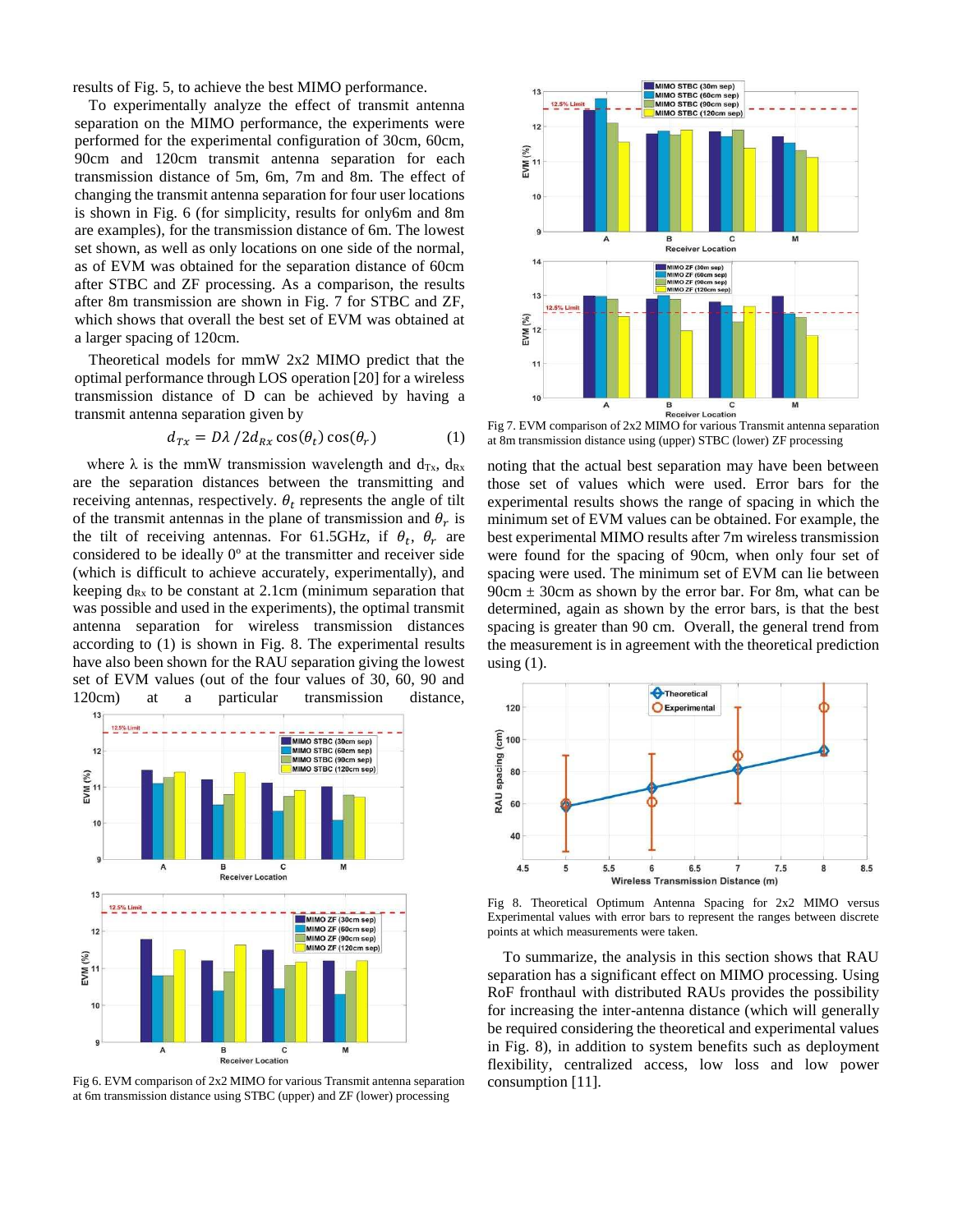results of Fig. 5, to achieve the best MIMO performance.

To experimentally analyze the effect of transmit antenna separation on the MIMO performance, the experiments were performed for the experimental configuration of 30cm, 60cm, 90cm and 120cm transmit antenna separation for each transmission distance of 5m, 6m, 7m and 8m. The effect of changing the transmit antenna separation for four user locations is shown in Fig. 6 (for simplicity, results for only6m and 8m are examples), for the transmission distance of 6m. The lowest set shown, as well as only locations on one side of the normal, as of EVM was obtained for the separation distance of 60cm after STBC and ZF processing. As a comparison, the results after 8m transmission are shown in Fig. 7 for STBC and ZF, which shows that overall the best set of EVM was obtained at a larger spacing of 120cm.

Theoretical models for mmW 2x2 MIMO predict that the optimal performance through LOS operation [20] for a wireless transmission distance of D can be achieved by having a transmit antenna separation given by

$$d_{Tx} = D\lambda\,/2d_{Rx}\cos(\theta_t)\cos(\theta_r) \qquad (1)$$

where λ is the mmW transmission wavelength and $d_{Tx}$, $d_{Rx}$ are the separation distances between the transmitting and receiving antennas, respectively. $\theta_t$ represents the angle of tilt of the transmit antennas in the plane of transmission and $\theta_r$ is the tilt of receiving antennas. For 61.5GHz, if $\theta_t$, $\theta_r$ are considered to be ideally 0º at the transmitter and receiver side (which is difficult to achieve accurately, experimentally), and keeping $d_{Rx}$ to be constant at 2.1cm (minimum separation that was possible and used in the experiments), the optimal transmit antenna separation for wireless transmission distances according to (1) is shown in Fig. 8. The experimental results have also been shown for the RAU separation giving the lowest set of EVM values (out of the four values of 30, 60, 90 and 120cm) at a particular transmission distance,

Fig 6. EVM comparison of 2x2 MIMO for various Transmit antenna separation at 6m transmission distance using STBC (upper) and ZF (lower) processing

Fig 7. EVM comparison of 2x2 MIMO for various Transmit antenna separation at 8m transmission distance using (upper) STBC (lower) ZF processing

noting that the actual best separation may have been between those set of values which were used. Error bars for the experimental results shows the range of spacing in which the minimum set of EVM values can be obtained. For example, the best experimental MIMO results after 7m wireless transmission were found for the spacing of 90cm, when only four set of spacing were used. The minimum set of EVM can lie between 90cm ± 30cm as shown by the error bar. For 8m, what can be determined, again as shown by the error bars, is that the best spacing is greater than 90 cm. Overall, the general trend from the measurement is in agreement with the theoretical prediction using (1).

Fig 8. Theoretical Optimum Antenna Spacing for 2x2 MIMO versus Experimental values with error bars to represent the ranges between discrete points at which measurements were taken.

To summarize, the analysis in this section shows that RAU separation has a significant effect on MIMO processing. Using RoF fronthaul with distributed RAUs provides the possibility for increasing the inter-antenna distance (which will generally be required considering the theoretical and experimental values in Fig. 8), in addition to system benefits such as deployment flexibility, centralized access, low loss and low power consumption [11].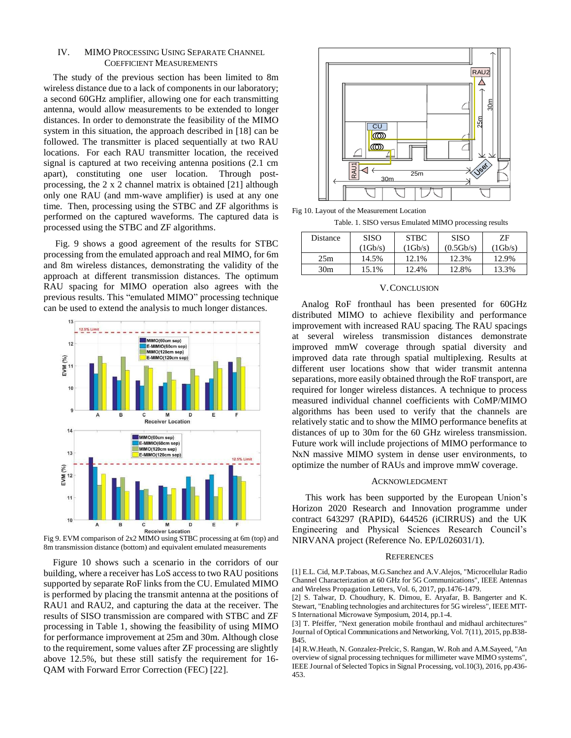## IV. MIMO Processing Using Separate Channel Coefficient Measurements

The study of the previous section has been limited to 8m wireless distance due to a lack of components in our laboratory; a second 60GHz amplifier, allowing one for each transmitting antenna, would allow measurements to be extended to longer distances. In order to demonstrate the feasibility of the MIMO system in this situation, the approach described in [18] can be followed. The transmitter is placed sequentially at two RAU locations. For each RAU transmitter location, the received signal is captured at two receiving antenna positions (2.1 cm apart), constituting one user location. Through post-processing, the 2 x 2 channel matrix is obtained [21] although only one RAU (and mm-wave amplifier) is used at any one time. Then, processing using the STBC and ZF algorithms is performed on the captured waveforms. The captured data is processed using the STBC and ZF algorithms.

Fig. 9 shows a good agreement of the results for STBC processing from the emulated approach and real MIMO, for 6m and 8m wireless distances, demonstrating the validity of the approach at different transmission distances. The optimum RAU spacing for MIMO operation also agrees with the previous results. This "emulated MIMO" processing technique can be used to extend the analysis to much longer distances.

Fig 9. EVM comparison of 2x2 MIMO using STBC processing at 6m (top) and 8m transmission distance (bottom) and equivalent emulated measurements

Figure 10 shows such a scenario in the corridors of our building, where a receiver has LoS access to two RAU positions supported by separate RoF links from the CU. Emulated MIMO is performed by placing the transmit antenna at the positions of RAU1 and RAU2, and capturing the data at the receiver. The results of SISO transmission are compared with STBC and ZF processing in Table 1, showing the feasibility of using MIMO for performance improvement at 25m and 30m. Although close to the requirement, some values after ZF processing are slightly above 12.5%, but these still satisfy the requirement for 16-QAM with Forward Error Correction (FEC) [22].

Fig 10. Layout of the Measurement Location

Table. 1. SISO versus Emulated MIMO processing results

| Distance | SISO (1Gb/s) | STBC (1Gb/s) | SISO (0.5Gb/s) | ZF (1Gb/s) |
|---|---|---|---|---|
| 25m | 14.5% | 12.1% | 12.3% | 12.9% |
| 30m | 15.1% | 12.4% | 12.8% | 13.3% |

## V. Conclusion

Analog RoF fronthaul has been presented for 60GHz distributed MIMO to achieve flexibility and performance improvement with increased RAU spacing. The RAU spacings at several wireless transmission distances demonstrate improved mmW coverage through spatial diversity and improved data rate through spatial multiplexing. Results at different user locations show that wider transmit antenna separations, more easily obtained through the RoF transport, are required for longer wireless distances. A technique to process measured individual channel coefficients with CoMP/MIMO algorithms has been used to verify that the channels are relatively static and to show the MIMO performance benefits at distances of up to 30m for the 60 GHz wireless transmission. Future work will include projections of MIMO performance to NxN massive MIMO system in dense user environments, to optimize the number of RAUs and improve mmW coverage.

## Acknowledgment

This work has been supported by the European Union's Horizon 2020 Research and Innovation programme under contract 643297 (RAPID), 644526 (iCIRRUS) and the UK Engineering and Physical Sciences Research Council's NIRVANA project (Reference No. EP/L026031/1).

## References

[1] E.L. Cid, M.P.Taboas, M.G.Sanchez and A.V.Alejos, "Microcellular Radio Channel Characterization at 60 GHz for 5G Communications", IEEE Antennas and Wireless Propagation Letters, Vol. 6, 2017, pp.1476-1479.

[2] S. Talwar, D. Choudhury, K. Dimou, E. Aryafar, B. Bangerter and K. Stewart, "Enabling technologies and architectures for 5G wireless", IEEE MTT-S International Microwave Symposium, 2014, pp.1-4.

[3] T. Pfeiffer, "Next generation mobile fronthaul and midhaul architectures" Journal of Optical Communications and Networking, Vol. 7(11), 2015, pp.B38-B45.

[4] R.W.Heath, N. Gonzalez-Prelcic, S. Rangan, W. Roh and A.M.Sayeed, "An overview of signal processing techniques for millimeter wave MIMO systems", IEEE Journal of Selected Topics in Signal Processing, vol.10(3), 2016, pp.436-453.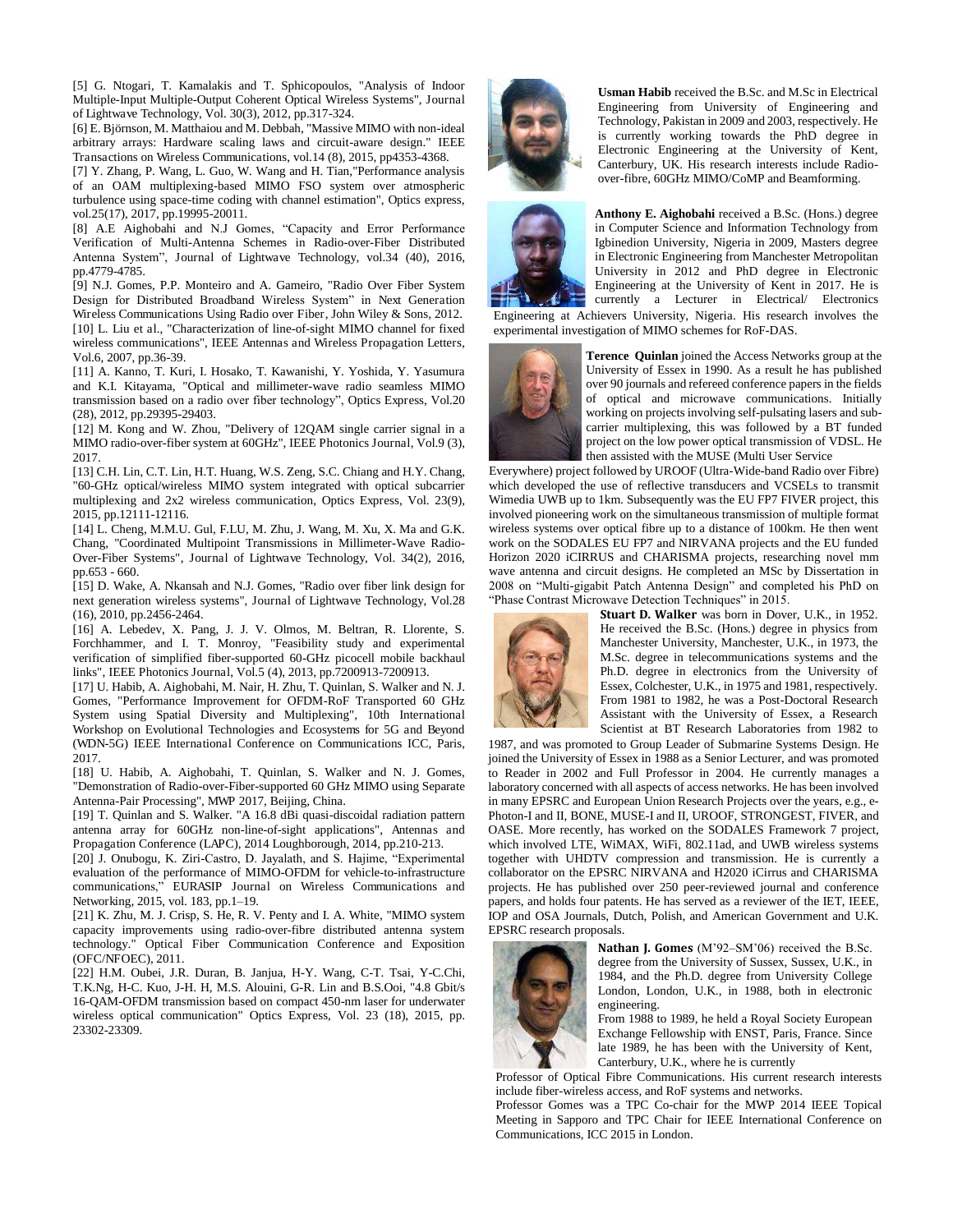[5] G. Ntogari, T. Kamalakis and T. Sphicopoulos, "Analysis of Indoor Multiple-Input Multiple-Output Coherent Optical Wireless Systems", Journal of Lightwave Technology, Vol. 30(3), 2012, pp.317-324.

[6] E. Björnson, M. Matthaiou and M. Debbah, "Massive MIMO with non-ideal arbitrary arrays: Hardware scaling laws and circuit-aware design." IEEE Transactions on Wireless Communications, vol.14 (8), 2015, pp4353-4368.

[7] Y. Zhang, P. Wang, L. Guo, W. Wang and H. Tian,"Performance analysis of an OAM multiplexing-based MIMO FSO system over atmospheric turbulence using space-time coding with channel estimation", Optics express, vol.25(17), 2017, pp.19995-20011.

[8] A.E Aighobahi and N.J Gomes, "Capacity and Error Performance Verification of Multi-Antenna Schemes in Radio-over-Fiber Distributed Antenna System", Journal of Lightwave Technology, vol.34 (40), 2016, pp.4779-4785.

[9] N.J. Gomes, P.P. Monteiro and A. Gameiro, "Radio Over Fiber System Design for Distributed Broadband Wireless System" in Next Generation Wireless Communications Using Radio over Fiber, John Wiley & Sons, 2012.

[10] L. Liu et al., "Characterization of line-of-sight MIMO channel for fixed wireless communications", IEEE Antennas and Wireless Propagation Letters, Vol.6, 2007, pp.36-39.

[11] A. Kanno, T. Kuri, I. Hosako, T. Kawanishi, Y. Yoshida, Y. Yasumura and K.I. Kitayama, "Optical and millimeter-wave radio seamless MIMO transmission based on a radio over fiber technology", Optics Express, Vol.20 (28), 2012, pp.29395-29403.

[12] M. Kong and W. Zhou, "Delivery of 12QAM single carrier signal in a MIMO radio-over-fiber system at 60GHz", IEEE Photonics Journal, Vol.9 (3), 2017.

[13] C.H. Lin, C.T. Lin, H.T. Huang, W.S. Zeng, S.C. Chiang and H.Y. Chang, "60-GHz optical/wireless MIMO system integrated with optical subcarrier multiplexing and 2x2 wireless communication, Optics Express, Vol. 23(9), 2015, pp.12111-12116.

[14] L. Cheng, M.M.U. Gul, F.LU, M. Zhu, J. Wang, M. Xu, X. Ma and G.K. Chang, "Coordinated Multipoint Transmissions in Millimeter-Wave Radio-Over-Fiber Systems", Journal of Lightwave Technology, Vol. 34(2), 2016, pp.653 - 660.

[15] D. Wake, A. Nkansah and N.J. Gomes, "Radio over fiber link design for next generation wireless systems", Journal of Lightwave Technology, Vol.28 (16), 2010, pp.2456-2464.

[16] A. Lebedev, X. Pang, J. J. V. Olmos, M. Beltran, R. Llorente, S. Forchhammer, and I. T. Monroy, "Feasibility study and experimental verification of simplified fiber-supported 60-GHz picocell mobile backhaul links", IEEE Photonics Journal, Vol.5 (4), 2013, pp.7200913-7200913.

[17] U. Habib, A. Aighobahi, M. Nair, H. Zhu, T. Quinlan, S. Walker and N. J. Gomes, "Performance Improvement for OFDM-RoF Transported 60 GHz System using Spatial Diversity and Multiplexing", 10th International Workshop on Evolutional Technologies and Ecosystems for 5G and Beyond (WDN-5G) IEEE International Conference on Communications ICC, Paris, 2017.

[18] U. Habib, A. Aighobahi, T. Quinlan, S. Walker and N. J. Gomes, "Demonstration of Radio-over-Fiber-supported 60 GHz MIMO using Separate Antenna-Pair Processing", MWP 2017, Beijing, China.

[19] T. Quinlan and S. Walker. "A 16.8 dBi quasi-discoidal radiation pattern antenna array for 60GHz non-line-of-sight applications", Antennas and Propagation Conference (LAPC), 2014 Loughborough, 2014, pp.210-213.

[20] J. Onubogu, K. Ziri-Castro, D. Jayalath, and S. Hajime, "Experimental evaluation of the performance of MIMO-OFDM for vehicle-to-infrastructure communications," EURASIP Journal on Wireless Communications and Networking, 2015, vol. 183, pp.1–19.

[21] K. Zhu, M. J. Crisp, S. He, R. V. Penty and I. A. White, "MIMO system capacity improvements using radio-over-fibre distributed antenna system technology." Optical Fiber Communication Conference and Exposition (OFC/NFOEC), 2011.

[22] H.M. Oubei, J.R. Duran, B. Janjua, H-Y. Wang, C-T. Tsai, Y-C.Chi, T.K.Ng, H-C. Kuo, J-H. H, M.S. Alouini, G-R. Lin and B.S.Ooi, "4.8 Gbit/s 16-QAM-OFDM transmission based on compact 450-nm laser for underwater wireless optical communication" Optics Express, Vol. 23 (18), 2015, pp. 23302-23309.

**Usman Habib** received the B.Sc. and M.Sc in Electrical Engineering from University of Engineering and Technology, Pakistan in 2009 and 2003, respectively. He is currently working towards the PhD degree in Electronic Engineering at the University of Kent, Canterbury, UK. His research interests include Radio-over-fibre, 60GHz MIMO/CoMP and Beamforming.

**Anthony E. Aighobahi** received a B.Sc. (Hons.) degree in Computer Science and Information Technology from Igbinedion University, Nigeria in 2009, Masters degree in Electronic Engineering from Manchester Metropolitan University in 2012 and PhD degree in Electronic Engineering at the University of Kent in 2017. He is currently a Lecturer in Electrical/ Electronics Engineering at Achievers University, Nigeria. His research involves the experimental investigation of MIMO schemes for RoF-DAS.

**Terence Quinlan** joined the Access Networks group at the University of Essex in 1990. As a result he has published over 90 journals and refereed conference papers in the fields of optical and microwave communications. Initially working on projects involving self-pulsating lasers and sub-carrier multiplexing, this was followed by a BT funded project on the low power optical transmission of VDSL. He then assisted with the MUSE (Multi User Service Everywhere) project followed by UROOF (Ultra-Wide-band Radio over Fibre) which developed the use of reflective transducers and VCSELs to transmit Wimedia UWB up to 1km. Subsequently was the EU FP7 FIVER project, this involved pioneering work on the simultaneous transmission of multiple format wireless systems over optical fibre up to a distance of 100km. He then went work on the SODALES EU FP7 and NIRVANA projects and the EU funded Horizon 2020 iCIRRUS and CHARISMA projects, researching novel mm wave antenna and circuit designs. He completed an MSc by Dissertation in 2008 on "Multi-gigabit Patch Antenna Design" and completed his PhD on "Phase Contrast Microwave Detection Techniques" in 2015.

**Stuart D. Walker** was born in Dover, U.K., in 1952. He received the B.Sc. (Hons.) degree in physics from Manchester University, Manchester, U.K., in 1973, the M.Sc. degree in telecommunications systems and the Ph.D. degree in electronics from the University of Essex, Colchester, U.K., in 1975 and 1981, respectively. From 1981 to 1982, he was a Post-Doctoral Research Assistant with the University of Essex, a Research Scientist at BT Research Laboratories from 1982 to 1987, and was promoted to Group Leader of Submarine Systems Design. He joined the University of Essex in 1988 as a Senior Lecturer, and was promoted to Reader in 2002 and Full Professor in 2004. He currently manages a laboratory concerned with all aspects of access networks. He has been involved in many EPSRC and European Union Research Projects over the years, e.g., e-Photon-I and II, BONE, MUSE-I and II, UROOF, STRONGEST, FIVER, and OASE. More recently, has worked on the SODALES Framework 7 project, which involved LTE, WiMAX, WiFi, 802.11ad, and UWB wireless systems together with UHDTV compression and transmission. He is currently a collaborator on the EPSRC NIRVANA and H2020 iCirrus and CHARISMA projects. He has published over 250 peer-reviewed journal and conference papers, and holds four patents. He has served as a reviewer of the IET, IEEE, IOP and OSA Journals, Dutch, Polish, and American Government and U.K. EPSRC research proposals.

**Nathan J. Gomes** (M'92–SM'06) received the B.Sc. degree from the University of Sussex, Sussex, U.K., in 1984, and the Ph.D. degree from University College London, London, U.K., in 1988, both in electronic engineering.

From 1988 to 1989, he held a Royal Society European Exchange Fellowship with ENST, Paris, France. Since late 1989, he has been with the University of Kent, Canterbury, U.K., where he is currently Professor of Optical Fibre Communications. His current research interests include fiber-wireless access, and RoF systems and networks.

Professor Gomes was a TPC Co-chair for the MWP 2014 IEEE Topical Meeting in Sapporo and TPC Chair for IEEE International Conference on Communications, ICC 2015 in London.